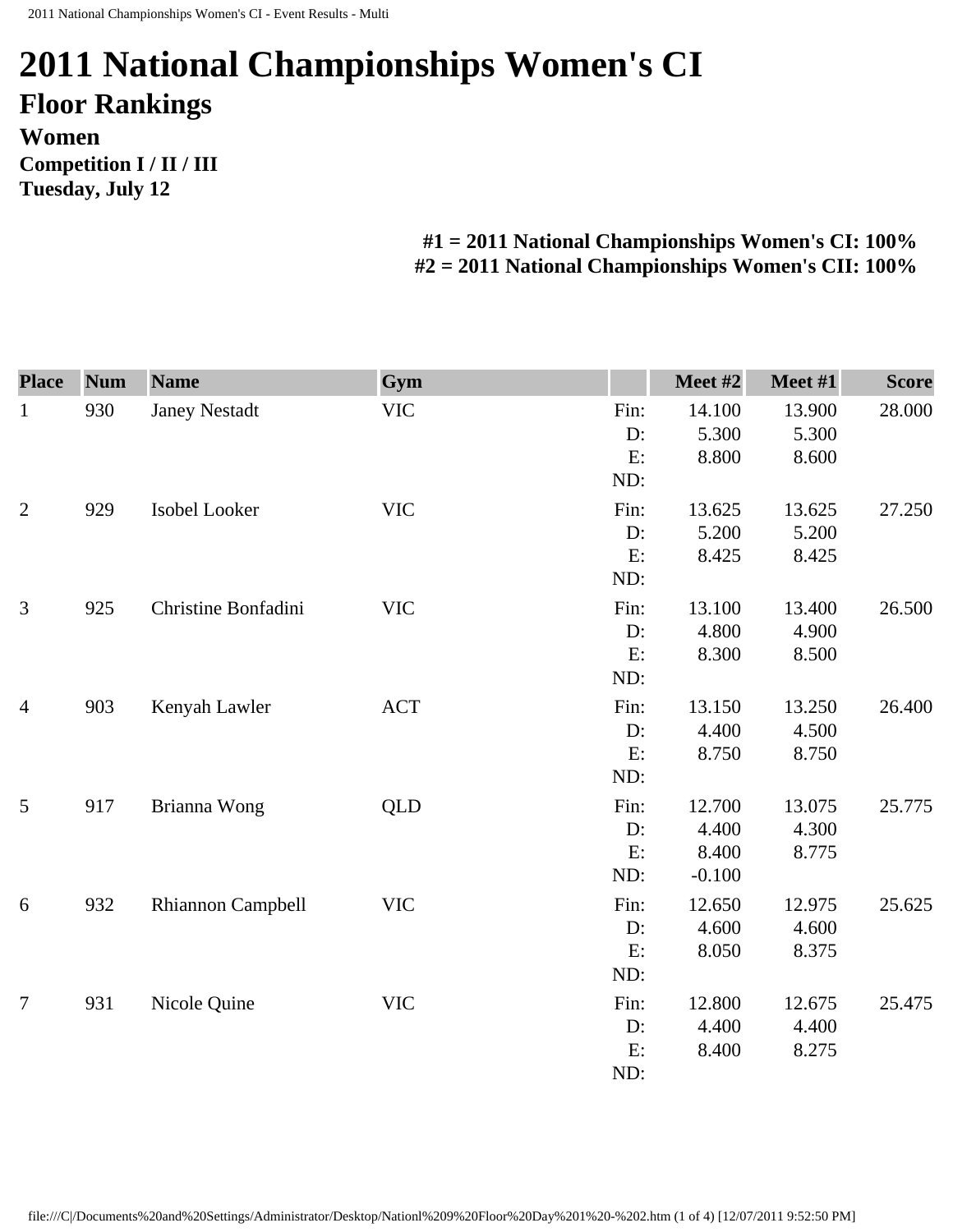# 2011 National Championships Women's CI

## Floor Rankings

### Women

**Competition I / II / III**
**Tuesday, July 12**

**#1 = 2011 National Championships Women's CI: 100%**
**#2 = 2011 National Championships Women's CII: 100%**

| Place | Num | Name | Gym | | Meet #2 | Meet #1 | Score |
|---|---|---|---|---|---|---|---|
| 1 | 930 | Janey Nestadt | VIC | Fin: | 14.100 | 13.900 | 28.000 |
| | | | | D: | 5.300 | 5.300 | |
| | | | | E: | 8.800 | 8.600 | |
| | | | | ND: | | | |
| 2 | 929 | Isobel Looker | VIC | Fin: | 13.625 | 13.625 | 27.250 |
| | | | | D: | 5.200 | 5.200 | |
| | | | | E: | 8.425 | 8.425 | |
| | | | | ND: | | | |
| 3 | 925 | Christine Bonfadini | VIC | Fin: | 13.100 | 13.400 | 26.500 |
| | | | | D: | 4.800 | 4.900 | |
| | | | | E: | 8.300 | 8.500 | |
| | | | | ND: | | | |
| 4 | 903 | Kenyah Lawler | ACT | Fin: | 13.150 | 13.250 | 26.400 |
| | | | | D: | 4.400 | 4.500 | |
| | | | | E: | 8.750 | 8.750 | |
| | | | | ND: | | | |
| 5 | 917 | Brianna Wong | QLD | Fin: | 12.700 | 13.075 | 25.775 |
| | | | | D: | 4.400 | 4.300 | |
| | | | | E: | 8.400 | 8.775 | |
| | | | | ND: | -0.100 | | |
| 6 | 932 | Rhiannon Campbell | VIC | Fin: | 12.650 | 12.975 | 25.625 |
| | | | | D: | 4.600 | 4.600 | |
| | | | | E: | 8.050 | 8.375 | |
| | | | | ND: | | | |
| 7 | 931 | Nicole Quine | VIC | Fin: | 12.800 | 12.675 | 25.475 |
| | | | | D: | 4.400 | 4.400 | |
| | | | | E: | 8.400 | 8.275 | |
| | | | | ND: | | | |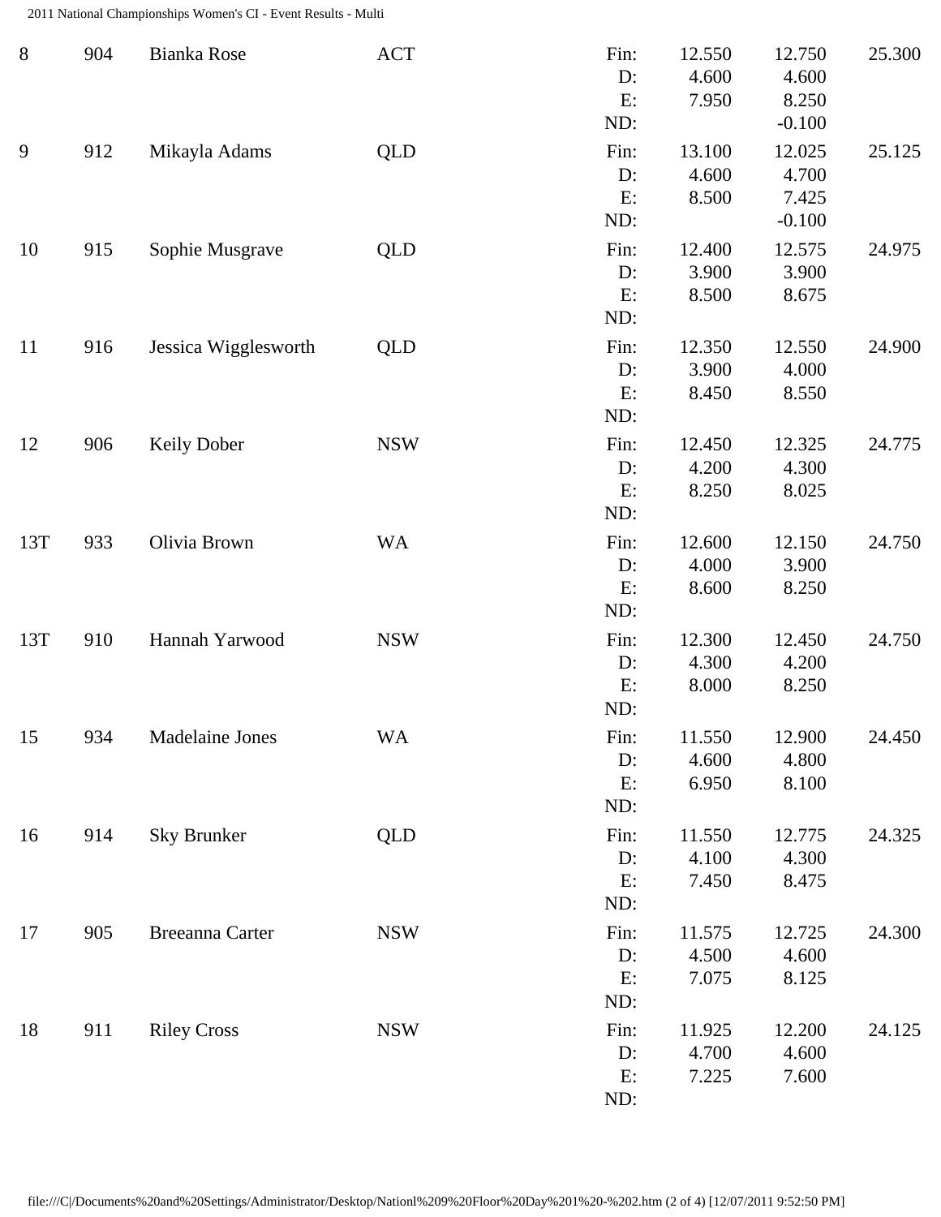| Rank | No. | Name | State | | Score 1 | Score 2 | Total |
|---|---|---|---|---|---|---|---|
| 8 | 904 | Bianka Rose | ACT | Fin: | 12.550 | 12.750 | 25.300 |
| | | | | D: | 4.600 | 4.600 | |
| | | | | E: | 7.950 | 8.250 | |
| | | | | ND: | | -0.100 | |
| 9 | 912 | Mikayla Adams | QLD | Fin: | 13.100 | 12.025 | 25.125 |
| | | | | D: | 4.600 | 4.700 | |
| | | | | E: | 8.500 | 7.425 | |
| | | | | ND: | | -0.100 | |
| 10 | 915 | Sophie Musgrave | QLD | Fin: | 12.400 | 12.575 | 24.975 |
| | | | | D: | 3.900 | 3.900 | |
| | | | | E: | 8.500 | 8.675 | |
| | | | | ND: | | | |
| 11 | 916 | Jessica Wigglesworth | QLD | Fin: | 12.350 | 12.550 | 24.900 |
| | | | | D: | 3.900 | 4.000 | |
| | | | | E: | 8.450 | 8.550 | |
| | | | | ND: | | | |
| 12 | 906 | Keily Dober | NSW | Fin: | 12.450 | 12.325 | 24.775 |
| | | | | D: | 4.200 | 4.300 | |
| | | | | E: | 8.250 | 8.025 | |
| | | | | ND: | | | |
| 13T | 933 | Olivia Brown | WA | Fin: | 12.600 | 12.150 | 24.750 |
| | | | | D: | 4.000 | 3.900 | |
| | | | | E: | 8.600 | 8.250 | |
| | | | | ND: | | | |
| 13T | 910 | Hannah Yarwood | NSW | Fin: | 12.300 | 12.450 | 24.750 |
| | | | | D: | 4.300 | 4.200 | |
| | | | | E: | 8.000 | 8.250 | |
| | | | | ND: | | | |
| 15 | 934 | Madelaine Jones | WA | Fin: | 11.550 | 12.900 | 24.450 |
| | | | | D: | 4.600 | 4.800 | |
| | | | | E: | 6.950 | 8.100 | |
| | | | | ND: | | | |
| 16 | 914 | Sky Brunker | QLD | Fin: | 11.550 | 12.775 | 24.325 |
| | | | | D: | 4.100 | 4.300 | |
| | | | | E: | 7.450 | 8.475 | |
| | | | | ND: | | | |
| 17 | 905 | Breeanna Carter | NSW | Fin: | 11.575 | 12.725 | 24.300 |
| | | | | D: | 4.500 | 4.600 | |
| | | | | E: | 7.075 | 8.125 | |
| | | | | ND: | | | |
| 18 | 911 | Riley Cross | NSW | Fin: | 11.925 | 12.200 | 24.125 |
| | | | | D: | 4.700 | 4.600 | |
| | | | | E: | 7.225 | 7.600 | |
| | | | | ND: | | | |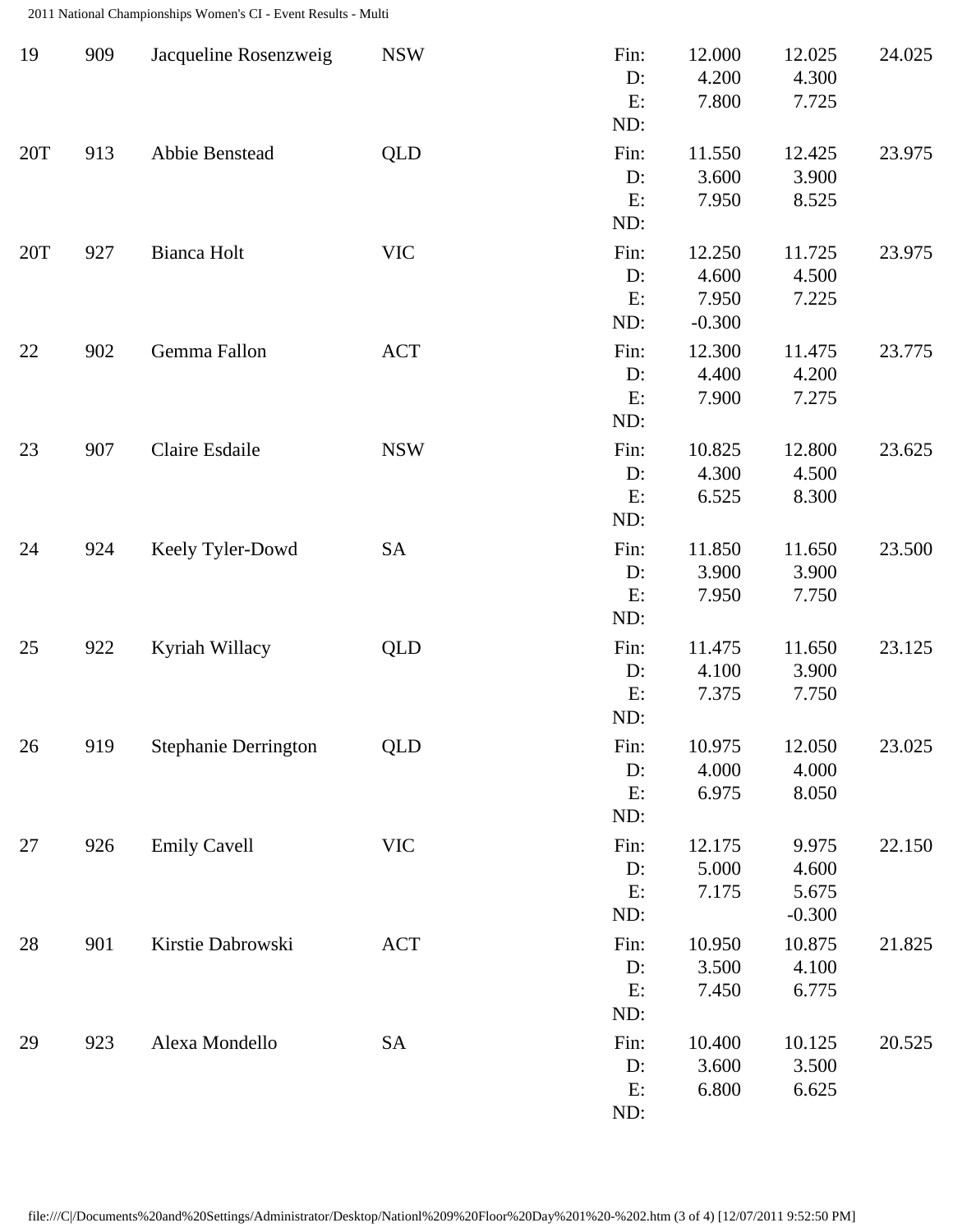| | | | | | | | |
|---|---|---|---|---|---|---|---|
| 19 | 909 | Jacqueline Rosenzweig | NSW | Fin: | 12.000 | 12.025 | 24.025 |
| | | | | D: | 4.200 | 4.300 | |
| | | | | E: | 7.800 | 7.725 | |
| | | | | ND: | | | |
| 20T | 913 | Abbie Benstead | QLD | Fin: | 11.550 | 12.425 | 23.975 |
| | | | | D: | 3.600 | 3.900 | |
| | | | | E: | 7.950 | 8.525 | |
| | | | | ND: | | | |
| 20T | 927 | Bianca Holt | VIC | Fin: | 12.250 | 11.725 | 23.975 |
| | | | | D: | 4.600 | 4.500 | |
| | | | | E: | 7.950 | 7.225 | |
| | | | | ND: | -0.300 | | |
| 22 | 902 | Gemma Fallon | ACT | Fin: | 12.300 | 11.475 | 23.775 |
| | | | | D: | 4.400 | 4.200 | |
| | | | | E: | 7.900 | 7.275 | |
| | | | | ND: | | | |
| 23 | 907 | Claire Esdaile | NSW | Fin: | 10.825 | 12.800 | 23.625 |
| | | | | D: | 4.300 | 4.500 | |
| | | | | E: | 6.525 | 8.300 | |
| | | | | ND: | | | |
| 24 | 924 | Keely Tyler-Dowd | SA | Fin: | 11.850 | 11.650 | 23.500 |
| | | | | D: | 3.900 | 3.900 | |
| | | | | E: | 7.950 | 7.750 | |
| | | | | ND: | | | |
| 25 | 922 | Kyriah Willacy | QLD | Fin: | 11.475 | 11.650 | 23.125 |
| | | | | D: | 4.100 | 3.900 | |
| | | | | E: | 7.375 | 7.750 | |
| | | | | ND: | | | |
| 26 | 919 | Stephanie Derrington | QLD | Fin: | 10.975 | 12.050 | 23.025 |
| | | | | D: | 4.000 | 4.000 | |
| | | | | E: | 6.975 | 8.050 | |
| | | | | ND: | | | |
| 27 | 926 | Emily Cavell | VIC | Fin: | 12.175 | 9.975 | 22.150 |
| | | | | D: | 5.000 | 4.600 | |
| | | | | E: | 7.175 | 5.675 | |
| | | | | ND: | | -0.300 | |
| 28 | 901 | Kirstie Dabrowski | ACT | Fin: | 10.950 | 10.875 | 21.825 |
| | | | | D: | 3.500 | 4.100 | |
| | | | | E: | 7.450 | 6.775 | |
| | | | | ND: | | | |
| 29 | 923 | Alexa Mondello | SA | Fin: | 10.400 | 10.125 | 20.525 |
| | | | | D: | 3.600 | 3.500 | |
| | | | | E: | 6.800 | 6.625 | |
| | | | | ND: | | | |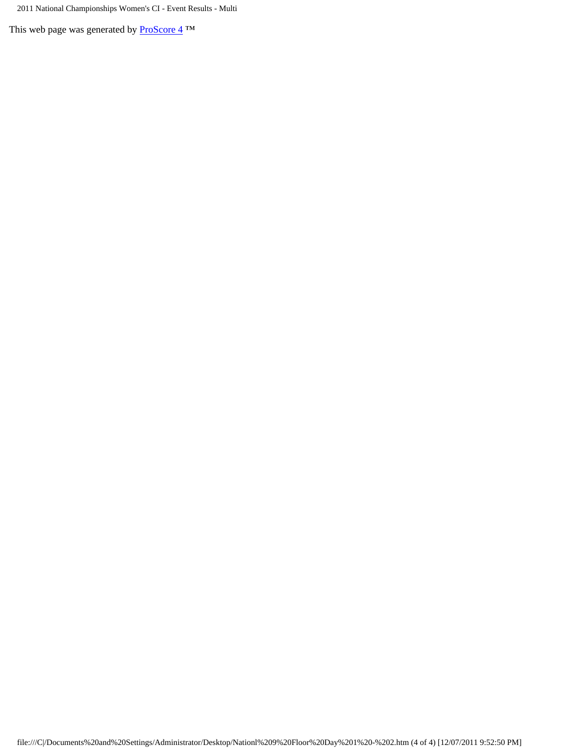This web page was generated by ProScore 4 ™